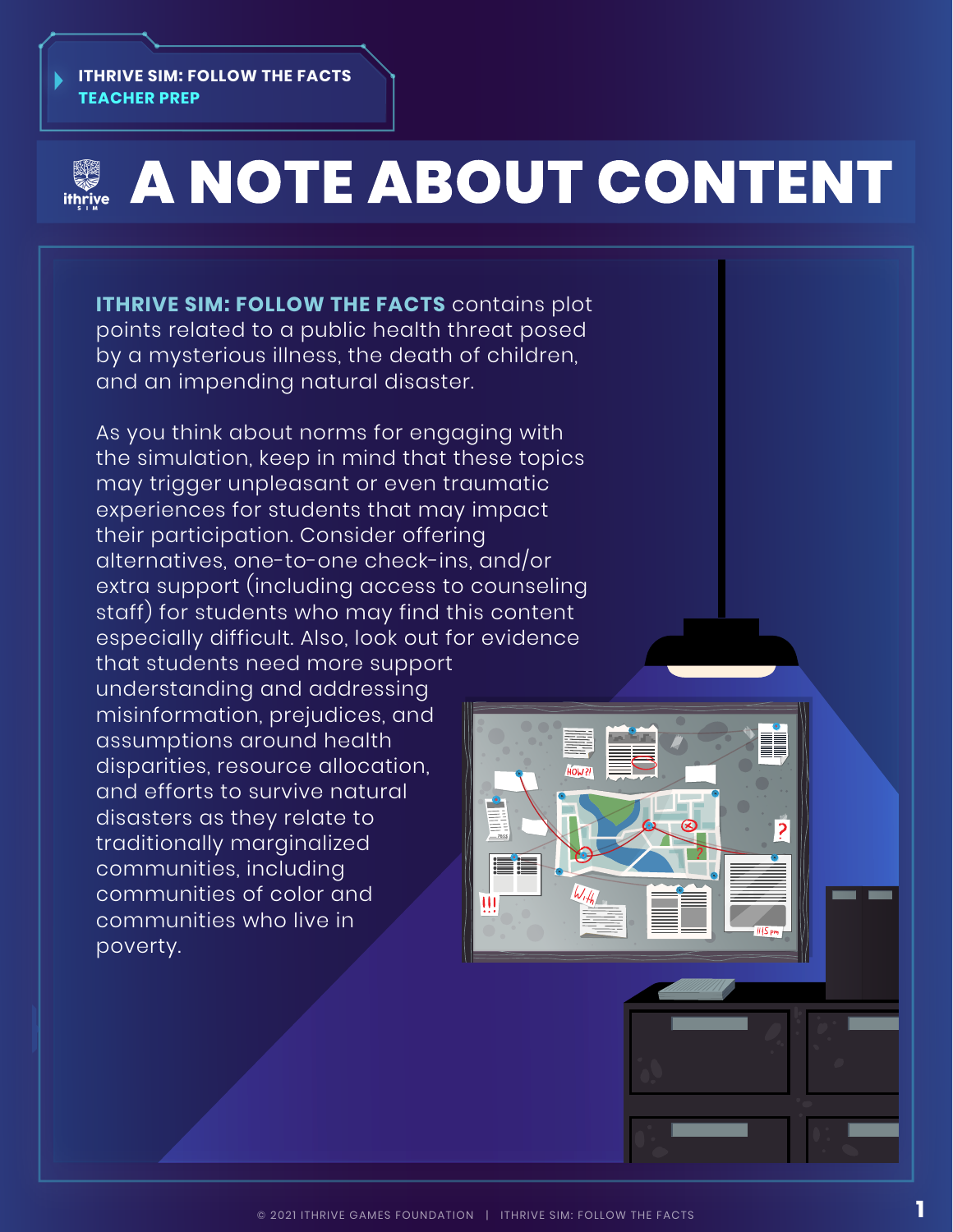ITHRIVE SIM: FOLLOW THE FACTS
TEACHER PREP

# A NOTE ABOUT CONTENT

**ITHRIVE SIM: FOLLOW THE FACTS** contains plot points related to a public health threat posed by a mysterious illness, the death of children, and an impending natural disaster.

As you think about norms for engaging with the simulation, keep in mind that these topics may trigger unpleasant or even traumatic experiences for students that may impact their participation. Consider offering alternatives, one-to-one check-ins, and/or extra support (including access to counseling staff) for students who may find this content especially difficult. Also, look out for evidence that students need more support understanding and addressing misinformation, prejudices, and assumptions around health disparities, resource allocation, and efforts to survive natural disasters as they relate to traditionally marginalized communities, including communities of color and communities who live in poverty.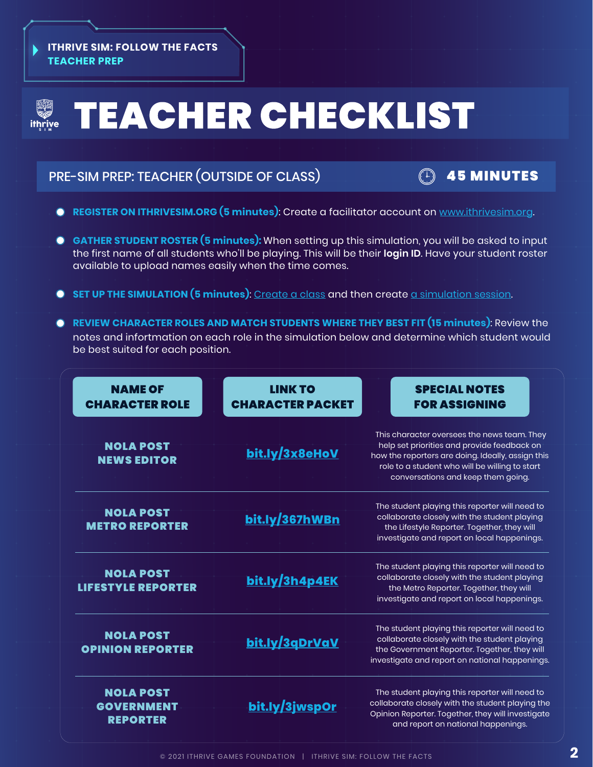ITHRIVE SIM: FOLLOW THE FACTS
TEACHER PREP

# TEACHER CHECKLIST

## PRE-SIM PREP: TEACHER (OUTSIDE OF CLASS) — 45 MINUTES

- **REGISTER ON ITHRIVESIM.ORG (5 minutes)**: Create a facilitator account on www.ithrivesim.org.
- **GATHER STUDENT ROSTER (5 minutes):** When setting up this simulation, you will be asked to input the first name of all students who'll be playing. This will be their **login ID**. Have your student roster available to upload names easily when the time comes.
- **SET UP THE SIMULATION (5 minutes)**: Create a class and then create a simulation session.
- **REVIEW CHARACTER ROLES AND MATCH STUDENTS WHERE THEY BEST FIT (15 minutes)**: Review the notes and information on each role in the simulation below and determine which student would be best suited for each position.

| NAME OF CHARACTER ROLE | LINK TO CHARACTER PACKET | SPECIAL NOTES FOR ASSIGNING |
| --- | --- | --- |
| NOLA POST NEWS EDITOR | bit.ly/3x8eHoV | This character oversees the news team. They help set priorities and provide feedback on how the reporters are doing. Ideally, assign this role to a student who will be willing to start conversations and keep them going. |
| NOLA POST METRO REPORTER | bit.ly/367hWBn | The student playing this reporter will need to collaborate closely with the student playing the Lifestyle Reporter. Together, they will investigate and report on local happenings. |
| NOLA POST LIFESTYLE REPORTER | bit.ly/3h4p4EK | The student playing this reporter will need to collaborate closely with the student playing the Metro Reporter. Together, they will investigate and report on local happenings. |
| NOLA POST OPINION REPORTER | bit.ly/3qDrVaV | The student playing this reporter will need to collaborate closely with the student playing the Government Reporter. Together, they will investigate and report on national happenings. |
| NOLA POST GOVERNMENT REPORTER | bit.ly/3jwspOr | The student playing this reporter will need to collaborate closely with the student playing the Opinion Reporter. Together, they will investigate and report on national happenings. |

© 2021 ITHRIVE GAMES FOUNDATION | ITHRIVE SIM: FOLLOW THE FACTS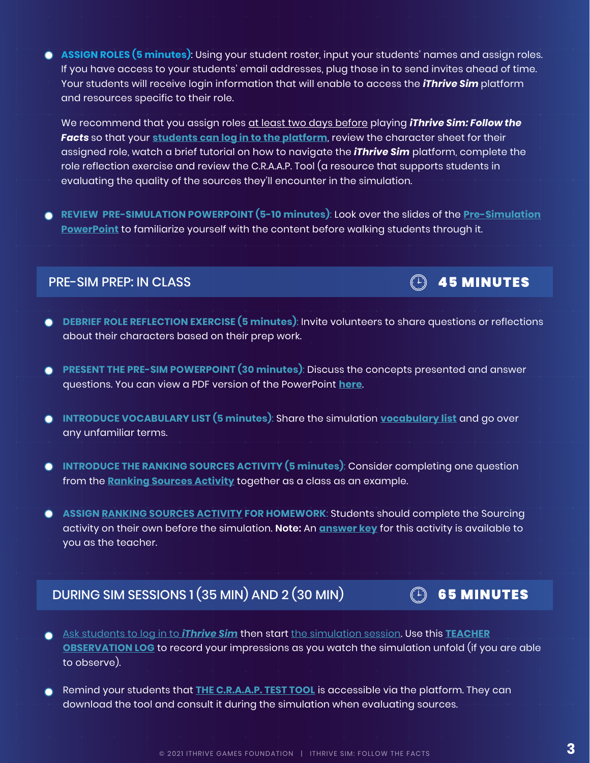- **ASSIGN ROLES (5 minutes)**: Using your student roster, input your students' names and assign roles. If you have access to your students' email addresses, plug those in to send invites ahead of time. Your students will receive login information that will enable to access the ***iThrive Sim*** platform and resources specific to their role.

  We recommend that you assign roles at least two days before playing ***iThrive Sim: Follow the Facts*** so that your **students can log in to the platform**, review the character sheet for their assigned role, watch a brief tutorial on how to navigate the ***iThrive Sim*** platform, complete the role reflection exercise and review the C.R.A.A.P. Tool (a resource that supports students in evaluating the quality of the sources they'll encounter in the simulation.

- **REVIEW PRE-SIMULATION POWERPOINT (5-10 minutes)**: Look over the slides of the **Pre-Simulation PowerPoint** to familiarize yourself with the content before walking students through it.

## PRE-SIM PREP: IN CLASS — 45 MINUTES

- **DEBRIEF ROLE REFLECTION EXERCISE (5 minutes)**: Invite volunteers to share questions or reflections about their characters based on their prep work.

- **PRESENT THE PRE-SIM POWERPOINT (30 minutes)**: Discuss the concepts presented and answer questions. You can view a PDF version of the PowerPoint **here**.

- **INTRODUCE VOCABULARY LIST (5 minutes)**: Share the simulation **vocabulary list** and go over any unfamiliar terms.

- **INTRODUCE THE RANKING SOURCES ACTIVITY (5 minutes)**: Consider completing one question from the **Ranking Sources Activity** together as a class as an example.

- **ASSIGN RANKING SOURCES ACTIVITY FOR HOMEWORK**: Students should complete the Sourcing activity on their own before the simulation. **Note:** An **answer key** for this activity is available to you as the teacher.

## DURING SIM SESSIONS 1 (35 MIN) AND 2 (30 MIN) — 65 MINUTES

- Ask students to log in to ***iThrive Sim*** then start the simulation session. Use this **TEACHER OBSERVATION LOG** to record your impressions as you watch the simulation unfold (if you are able to observe).

- Remind your students that **THE C.R.A.A.P. TEST TOOL** is accessible via the platform. They can download the tool and consult it during the simulation when evaluating sources.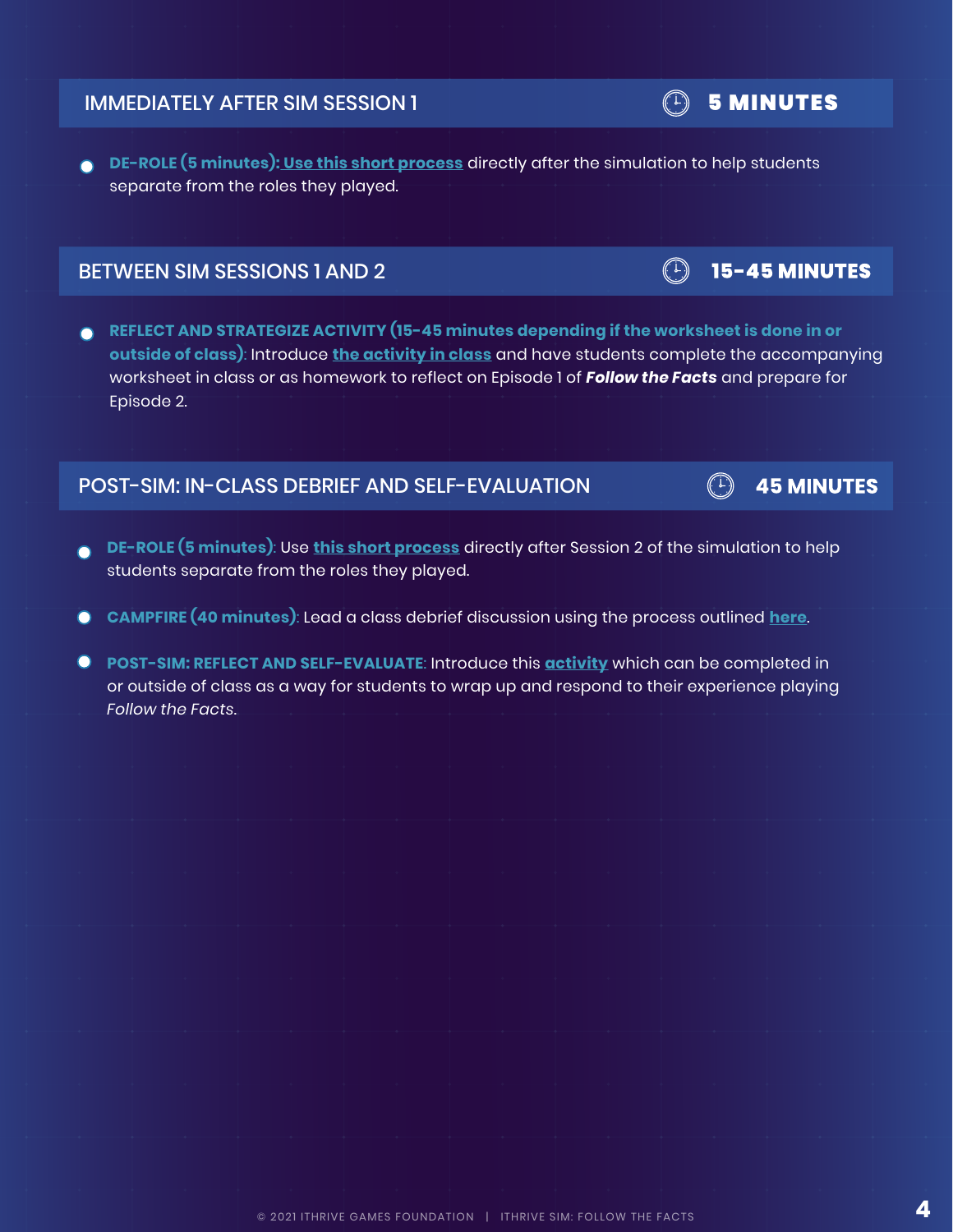## IMMEDIATELY AFTER SIM SESSION 1 — 5 MINUTES

- **DE-ROLE (5 minutes): Use this short process** directly after the simulation to help students separate from the roles they played.

## BETWEEN SIM SESSIONS 1 AND 2 — 15-45 MINUTES

- **REFLECT AND STRATEGIZE ACTIVITY (15-45 minutes depending if the worksheet is done in or outside of class)**: Introduce **the activity in class** and have students complete the accompanying worksheet in class or as homework to reflect on Episode 1 of ***Follow the Facts*** and prepare for Episode 2.

## POST-SIM: IN-CLASS DEBRIEF AND SELF-EVALUATION — 45 MINUTES

- **DE-ROLE (5 minutes)**: Use **this short process** directly after Session 2 of the simulation to help students separate from the roles they played.
- **CAMPFIRE (40 minutes)**: Lead a class debrief discussion using the process outlined **here**.
- **POST-SIM: REFLECT AND SELF-EVALUATE**: Introduce this **activity** which can be completed in or outside of class as a way for students to wrap up and respond to their experience playing *Follow the Facts.*